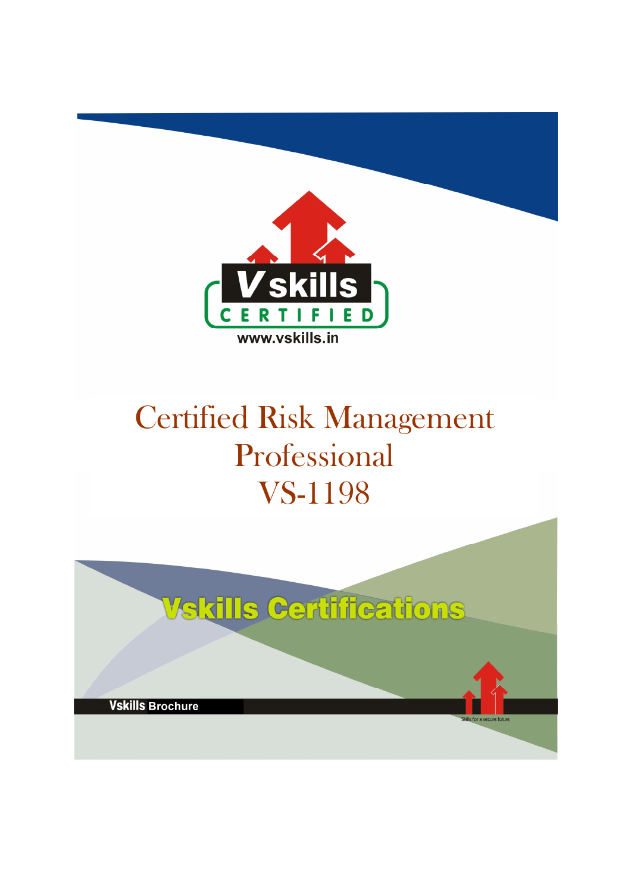Vskills CERTIFIED

www.vskills.in

# Certified Risk Management Professional VS-1198

Vskills Certifications

Vskills Brochure

Skills for a secure future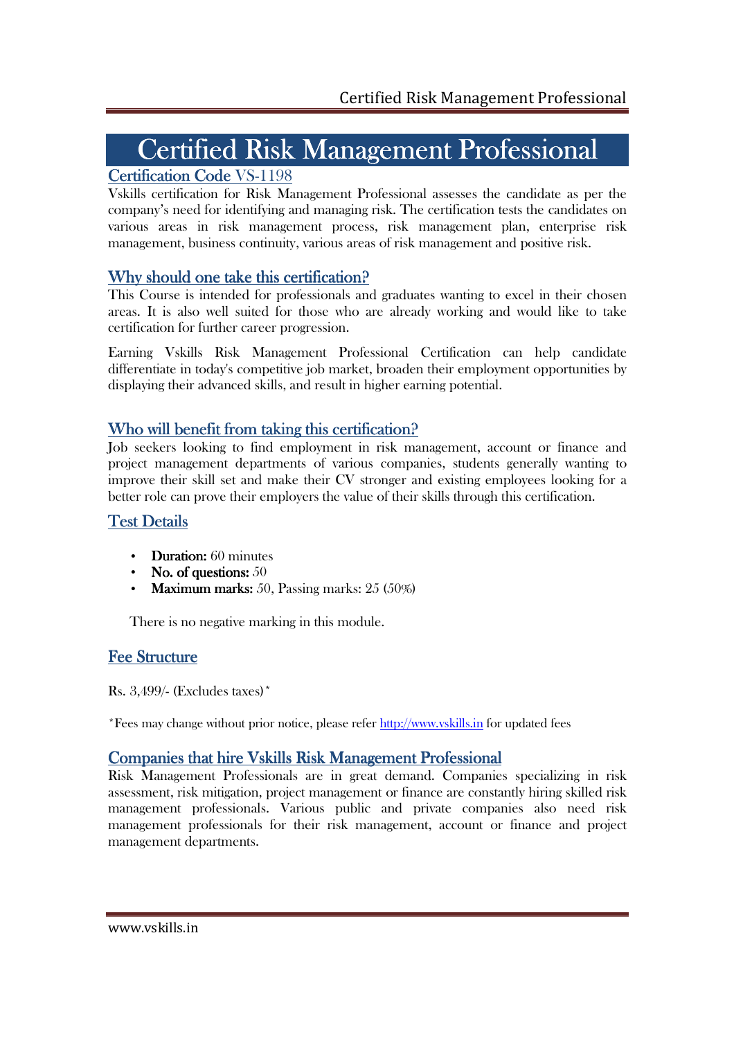# Certified Risk Management Professional

## Certification Code VS-1198

Vskills certification for Risk Management Professional assesses the candidate as per the company's need for identifying and managing risk. The certification tests the candidates on various areas in risk management process, risk management plan, enterprise risk management, business continuity, various areas of risk management and positive risk.

## Why should one take this certification?

This Course is intended for professionals and graduates wanting to excel in their chosen areas. It is also well suited for those who are already working and would like to take certification for further career progression.

Earning Vskills Risk Management Professional Certification can help candidate differentiate in today's competitive job market, broaden their employment opportunities by displaying their advanced skills, and result in higher earning potential.

## Who will benefit from taking this certification?

Job seekers looking to find employment in risk management, account or finance and project management departments of various companies, students generally wanting to improve their skill set and make their CV stronger and existing employees looking for a better role can prove their employers the value of their skills through this certification.

## Test Details

- **Duration:** 60 minutes
- **No. of questions:** 50
- **Maximum marks:** 50, Passing marks: 25 (50%)

There is no negative marking in this module.

## Fee Structure

Rs. 3,499/- (Excludes taxes)*

*Fees may change without prior notice, please refer http://www.vskills.in for updated fees

## Companies that hire Vskills Risk Management Professional

Risk Management Professionals are in great demand. Companies specializing in risk assessment, risk mitigation, project management or finance are constantly hiring skilled risk management professionals. Various public and private companies also need risk management professionals for their risk management, account or finance and project management departments.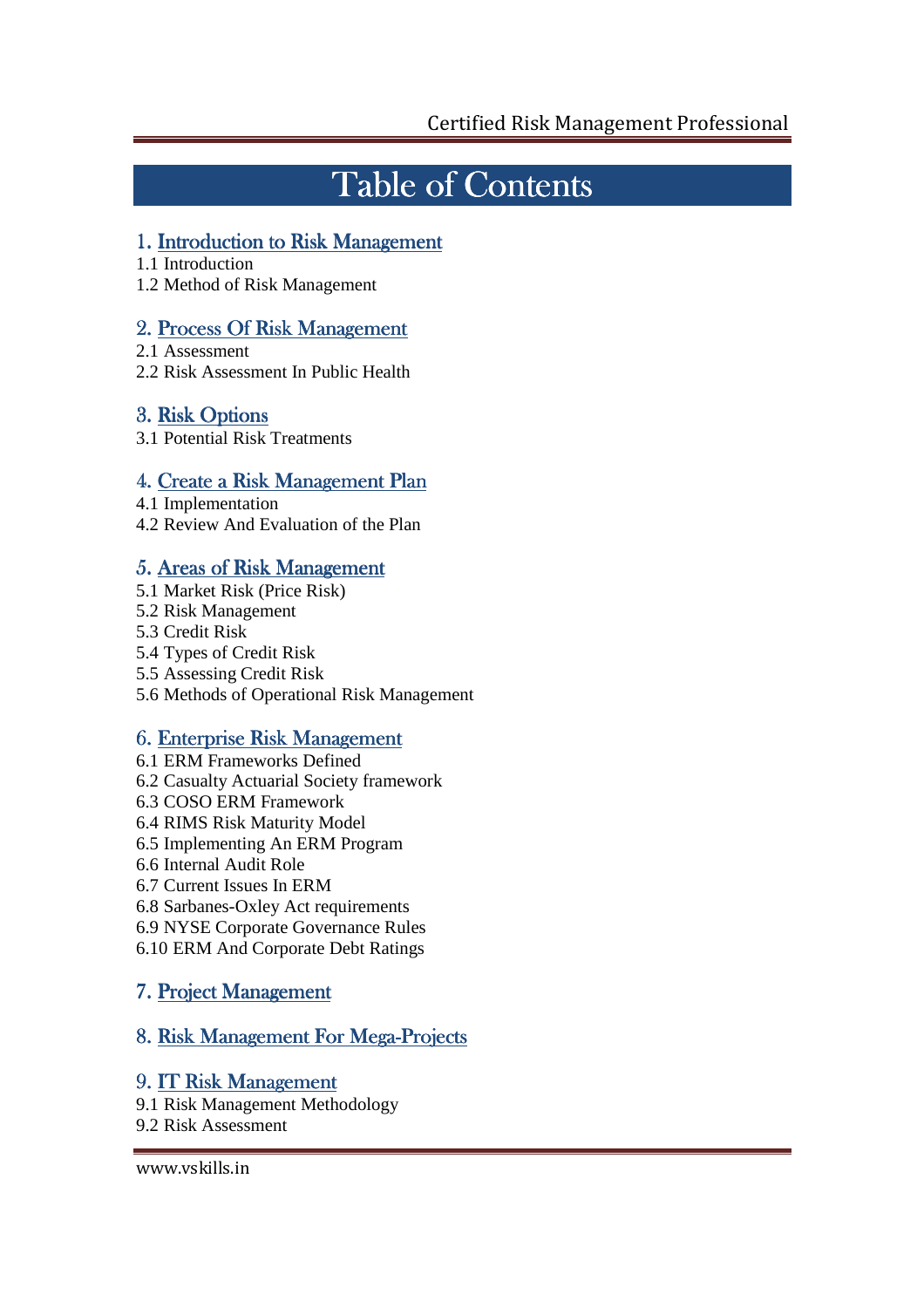# Table of Contents

## 1. Introduction to Risk Management

1.1 Introduction
1.2 Method of Risk Management

## 2. Process Of Risk Management

2.1 Assessment
2.2 Risk Assessment In Public Health

## 3. Risk Options

3.1 Potential Risk Treatments

## 4. Create a Risk Management Plan

4.1 Implementation
4.2 Review And Evaluation of the Plan

## 5. Areas of Risk Management

5.1 Market Risk (Price Risk)
5.2 Risk Management
5.3 Credit Risk
5.4 Types of Credit Risk
5.5 Assessing Credit Risk
5.6 Methods of Operational Risk Management

## 6. Enterprise Risk Management

6.1 ERM Frameworks Defined
6.2 Casualty Actuarial Society framework
6.3 COSO ERM Framework
6.4 RIMS Risk Maturity Model
6.5 Implementing An ERM Program
6.6 Internal Audit Role
6.7 Current Issues In ERM
6.8 Sarbanes-Oxley Act requirements
6.9 NYSE Corporate Governance Rules
6.10 ERM And Corporate Debt Ratings

## 7. Project Management

## 8. Risk Management For Mega-Projects

## 9. IT Risk Management

9.1 Risk Management Methodology
9.2 Risk Assessment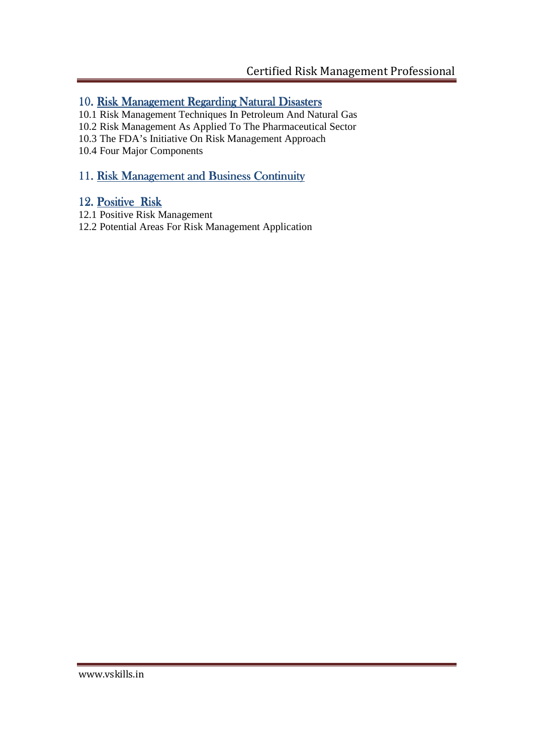## 10. Risk Management Regarding Natural Disasters

10.1 Risk Management Techniques In Petroleum And Natural Gas
10.2 Risk Management As Applied To The Pharmaceutical Sector
10.3 The FDA's Initiative On Risk Management Approach
10.4 Four Major Components

## 11. Risk Management and Business Continuity

## 12. Positive Risk

12.1 Positive Risk Management
12.2 Potential Areas For Risk Management Application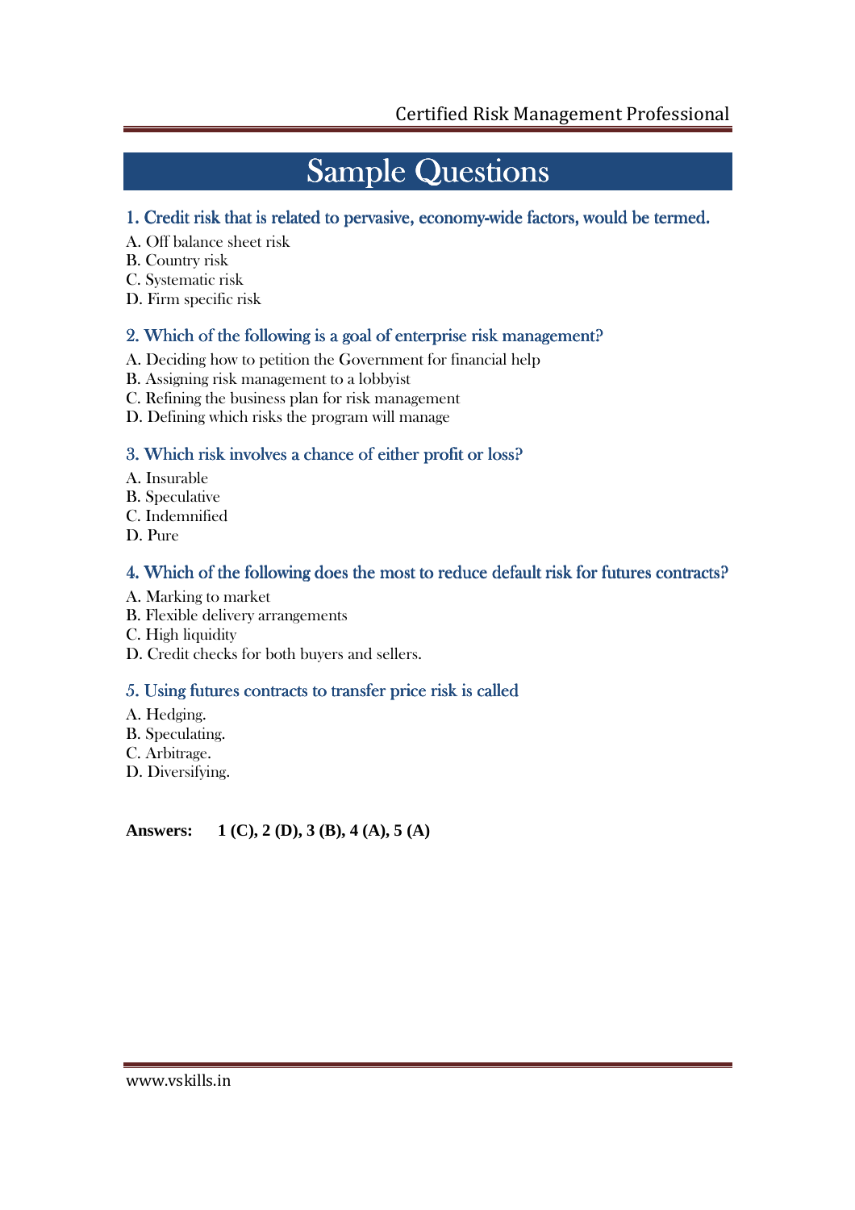# Sample Questions

### 1. Credit risk that is related to pervasive, economy-wide factors, would be termed.

A. Off balance sheet risk
B. Country risk
C. Systematic risk
D. Firm specific risk

### 2. Which of the following is a goal of enterprise risk management?

A. Deciding how to petition the Government for financial help
B. Assigning risk management to a lobbyist
C. Refining the business plan for risk management
D. Defining which risks the program will manage

### 3. Which risk involves a chance of either profit or loss?

A. Insurable
B. Speculative
C. Indemnified
D. Pure

### 4. Which of the following does the most to reduce default risk for futures contracts?

A. Marking to market
B. Flexible delivery arrangements
C. High liquidity
D. Credit checks for both buyers and sellers.

### 5. Using futures contracts to transfer price risk is called

A. Hedging.
B. Speculating.
C. Arbitrage.
D. Diversifying.

**Answers: 1 (C), 2 (D), 3 (B), 4 (A), 5 (A)**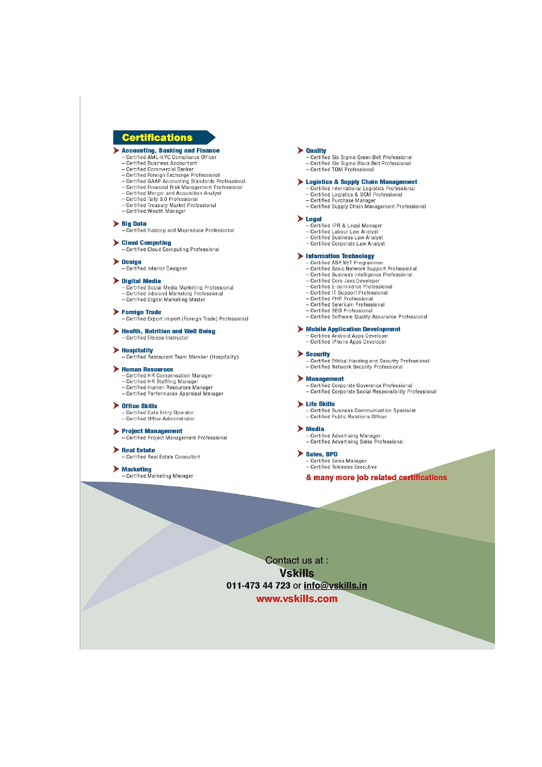# Certifications

### Accounting, Banking and Finance
- Certified AML-KYC Compliance Officer
- Certified Business Accountant
- Certified Commercial Banker
- Certified Foreign Exchange Professional
- Certified GAAP Accounting Standards Professional
- Certified Financial Risk Management Professional
- Certified Merger and Acquisition Analyst
- Certified Tally 9.0 Professional
- Certified Treasury Market Professional
- Certified Wealth Manager

### Big Data
- Certified Hadoop and Mapreduce Professional

### Cloud Computing
- Certified Cloud Computing Professional

### Design
- Certified Interior Designer

### Digital Media
- Certified Social Media Marketing Professional
- Certified Inbound Marketing Professional
- Certified Digital Marketing Master

### Foreign Trade
- Certified Export Import (Foreign Trade) Professional

### Health, Nutrition and Well Being
- Certified Fitness Instructor

### Hospitality
- Certified Restaurant Team Member (Hospitality)

### Human Resources
- Certified HR Compensation Manager
- Certified HR Stafffing Manager
- Certified Human Resources Manager
- Certified Performance Appraisal Manager

### Office Skills
- Certified Data Entry Operator
- Certified Office Administrator

### Project Management
- Certified Project Management Professional

### Real Estate
- Certified Real Estate Consultant

### Marketing
- Certified Marketing Manager

### Quality
- Certified Six Sigma Green Belt Professional
- Certified Six Sigma Black Belt Professional
- Certified TQM Professional

### Logistics & Supply Chain Management
- Certified International Logistics Professional
- Certified Logistics & SCM Professional
- Certified Purchase Manager
- Certified Supply Chain Management Professional

### Legal
- Certified IPR & Legal Manager
- Certified Labour Law Analyst
- Certified Business Law Analyst
- Certified Corporate Law Analyst

### Information Technology
- Certified ASP.NET Programmer
- Certified Basic Network Support Professional
- Certified Business Intelligence Professional
- Certified Core Java Developer
- Certified E-commerce Professional
- Certified IT Support Professional
- Certified PHP Professional
- Certified Selenium Professional
- Certified SEO Professional
- Certified Software Quality Assurance Professional

### Mobile Application Development
- Certified Android Apps Developer
- Certified iPhone Apps Developer

### Security
- Certified Ethical Hacking and Security Professional
- Certified Network Security Professional

### Management
- Certified Corporate Goverance Professional
- Certified Corporate Social Responsibility Professional

### Life Skills
- Certified Business Communication Specialist
- Certified Public Relations Officer

### Media
- Certified Advertising Manager
- Certified Advertising Sales Professional

### Sales, BPO
- Certified Sales Manager
- Certified Telesales Executive

**& many more job related certifications**

Contact us at :

**Vskills**

**011-473 44 723 or info@vskills.in**

**www.vskills.com**